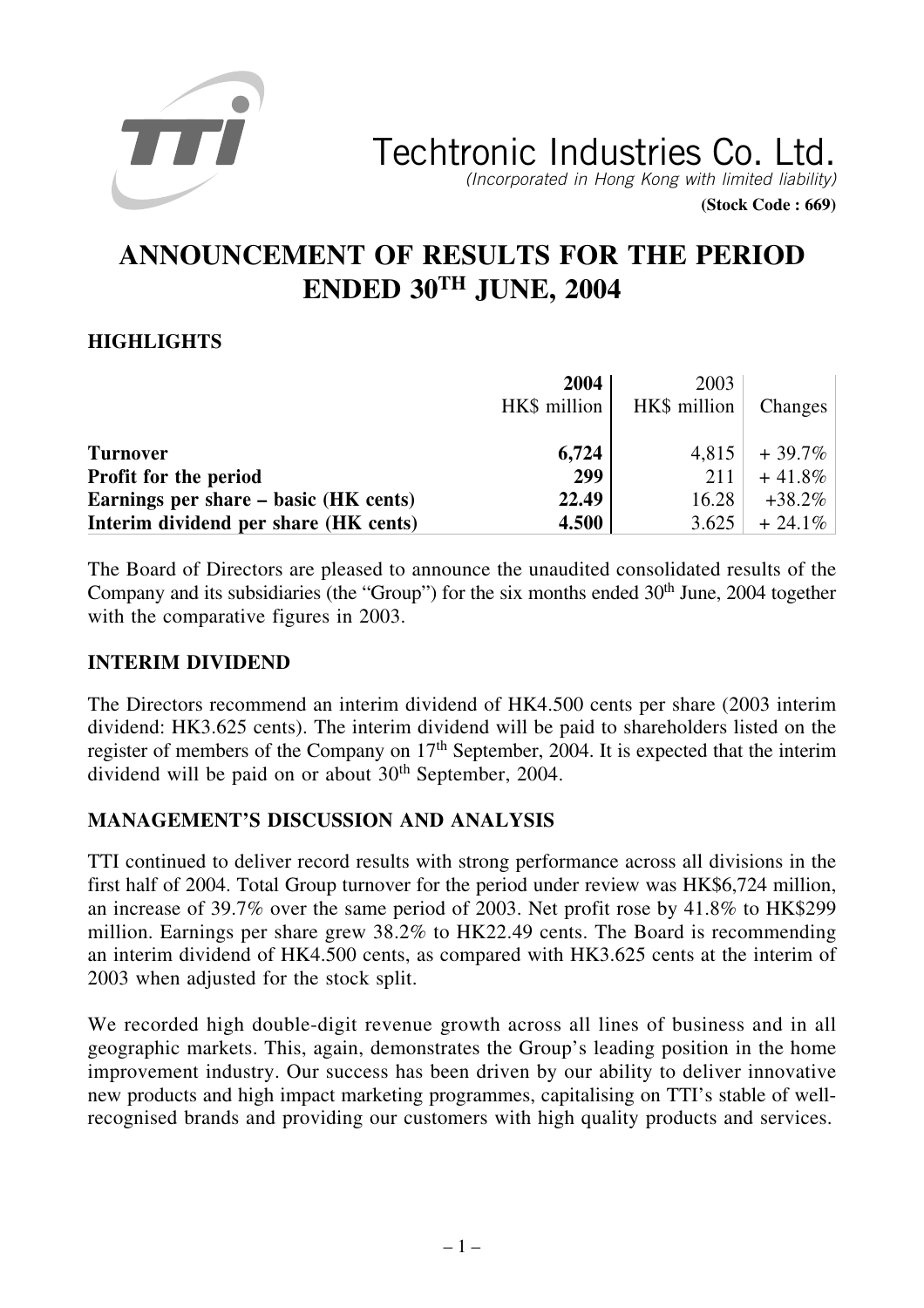# Techtronic Industries Co. Ltd.

*(Incorporated in Hong Kong with limited liability)*

**(Stock Code : 669)**

# ANNOUNCEMENT OF RESULTS FOR THE PERIOD ENDED 30TH JUNE, 2004

## HIGHLIGHTS

| | 2004 HK$ million | 2003 HK$ million | Changes |
|---|---|---|---|
| **Turnover** | **6,724** | 4,815 | + 39.7% |
| **Profit for the period** | **299** | 211 | + 41.8% |
| **Earnings per share – basic (HK cents)** | **22.49** | 16.28 | +38.2% |
| **Interim dividend per share (HK cents)** | **4.500** | 3.625 | + 24.1% |

The Board of Directors are pleased to announce the unaudited consolidated results of the Company and its subsidiaries (the "Group") for the six months ended 30th June, 2004 together with the comparative figures in 2003.

## INTERIM DIVIDEND

The Directors recommend an interim dividend of HK4.500 cents per share (2003 interim dividend: HK3.625 cents). The interim dividend will be paid to shareholders listed on the register of members of the Company on 17th September, 2004. It is expected that the interim dividend will be paid on or about 30th September, 2004.

## MANAGEMENT'S DISCUSSION AND ANALYSIS

TTI continued to deliver record results with strong performance across all divisions in the first half of 2004. Total Group turnover for the period under review was HK$6,724 million, an increase of 39.7% over the same period of 2003. Net profit rose by 41.8% to HK$299 million. Earnings per share grew 38.2% to HK22.49 cents. The Board is recommending an interim dividend of HK4.500 cents, as compared with HK3.625 cents at the interim of 2003 when adjusted for the stock split.

We recorded high double-digit revenue growth across all lines of business and in all geographic markets. This, again, demonstrates the Group's leading position in the home improvement industry. Our success has been driven by our ability to deliver innovative new products and high impact marketing programmes, capitalising on TTI's stable of well-recognised brands and providing our customers with high quality products and services.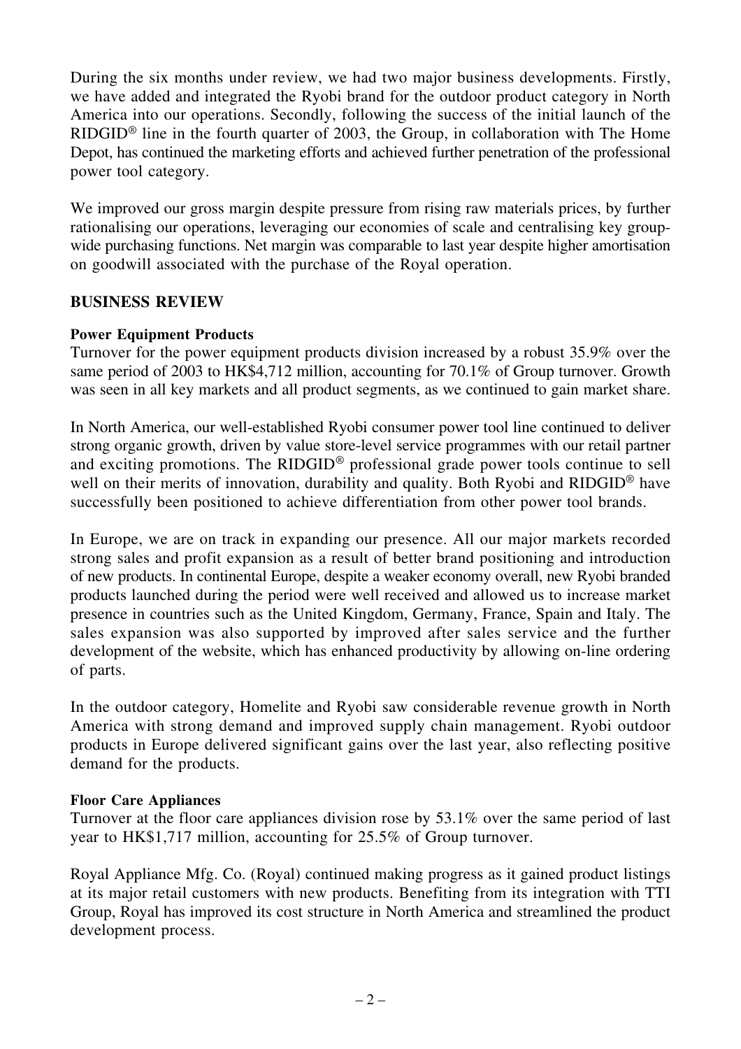During the six months under review, we had two major business developments. Firstly, we have added and integrated the Ryobi brand for the outdoor product category in North America into our operations. Secondly, following the success of the initial launch of the RIDGID® line in the fourth quarter of 2003, the Group, in collaboration with The Home Depot, has continued the marketing efforts and achieved further penetration of the professional power tool category.

We improved our gross margin despite pressure from rising raw materials prices, by further rationalising our operations, leveraging our economies of scale and centralising key group-wide purchasing functions. Net margin was comparable to last year despite higher amortisation on goodwill associated with the purchase of the Royal operation.

## BUSINESS REVIEW

**Power Equipment Products**

Turnover for the power equipment products division increased by a robust 35.9% over the same period of 2003 to HK$4,712 million, accounting for 70.1% of Group turnover. Growth was seen in all key markets and all product segments, as we continued to gain market share.

In North America, our well-established Ryobi consumer power tool line continued to deliver strong organic growth, driven by value store-level service programmes with our retail partner and exciting promotions. The RIDGID® professional grade power tools continue to sell well on their merits of innovation, durability and quality. Both Ryobi and RIDGID® have successfully been positioned to achieve differentiation from other power tool brands.

In Europe, we are on track in expanding our presence. All our major markets recorded strong sales and profit expansion as a result of better brand positioning and introduction of new products. In continental Europe, despite a weaker economy overall, new Ryobi branded products launched during the period were well received and allowed us to increase market presence in countries such as the United Kingdom, Germany, France, Spain and Italy. The sales expansion was also supported by improved after sales service and the further development of the website, which has enhanced productivity by allowing on-line ordering of parts.

In the outdoor category, Homelite and Ryobi saw considerable revenue growth in North America with strong demand and improved supply chain management. Ryobi outdoor products in Europe delivered significant gains over the last year, also reflecting positive demand for the products.

**Floor Care Appliances**

Turnover at the floor care appliances division rose by 53.1% over the same period of last year to HK$1,717 million, accounting for 25.5% of Group turnover.

Royal Appliance Mfg. Co. (Royal) continued making progress as it gained product listings at its major retail customers with new products. Benefiting from its integration with TTI Group, Royal has improved its cost structure in North America and streamlined the product development process.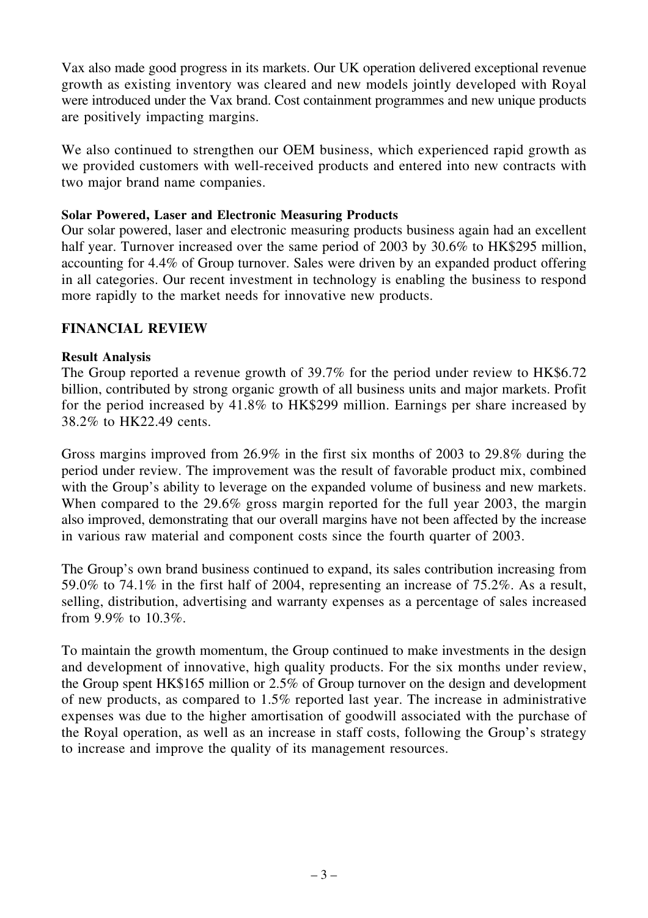Vax also made good progress in its markets. Our UK operation delivered exceptional revenue growth as existing inventory was cleared and new models jointly developed with Royal were introduced under the Vax brand. Cost containment programmes and new unique products are positively impacting margins.

We also continued to strengthen our OEM business, which experienced rapid growth as we provided customers with well-received products and entered into new contracts with two major brand name companies.

**Solar Powered, Laser and Electronic Measuring Products**

Our solar powered, laser and electronic measuring products business again had an excellent half year. Turnover increased over the same period of 2003 by 30.6% to HK$295 million, accounting for 4.4% of Group turnover. Sales were driven by an expanded product offering in all categories. Our recent investment in technology is enabling the business to respond more rapidly to the market needs for innovative new products.

## FINANCIAL REVIEW

**Result Analysis**

The Group reported a revenue growth of 39.7% for the period under review to HK$6.72 billion, contributed by strong organic growth of all business units and major markets. Profit for the period increased by 41.8% to HK$299 million. Earnings per share increased by 38.2% to HK22.49 cents.

Gross margins improved from 26.9% in the first six months of 2003 to 29.8% during the period under review. The improvement was the result of favorable product mix, combined with the Group's ability to leverage on the expanded volume of business and new markets. When compared to the 29.6% gross margin reported for the full year 2003, the margin also improved, demonstrating that our overall margins have not been affected by the increase in various raw material and component costs since the fourth quarter of 2003.

The Group's own brand business continued to expand, its sales contribution increasing from 59.0% to 74.1% in the first half of 2004, representing an increase of 75.2%. As a result, selling, distribution, advertising and warranty expenses as a percentage of sales increased from 9.9% to 10.3%.

To maintain the growth momentum, the Group continued to make investments in the design and development of innovative, high quality products. For the six months under review, the Group spent HK$165 million or 2.5% of Group turnover on the design and development of new products, as compared to 1.5% reported last year. The increase in administrative expenses was due to the higher amortisation of goodwill associated with the purchase of the Royal operation, as well as an increase in staff costs, following the Group's strategy to increase and improve the quality of its management resources.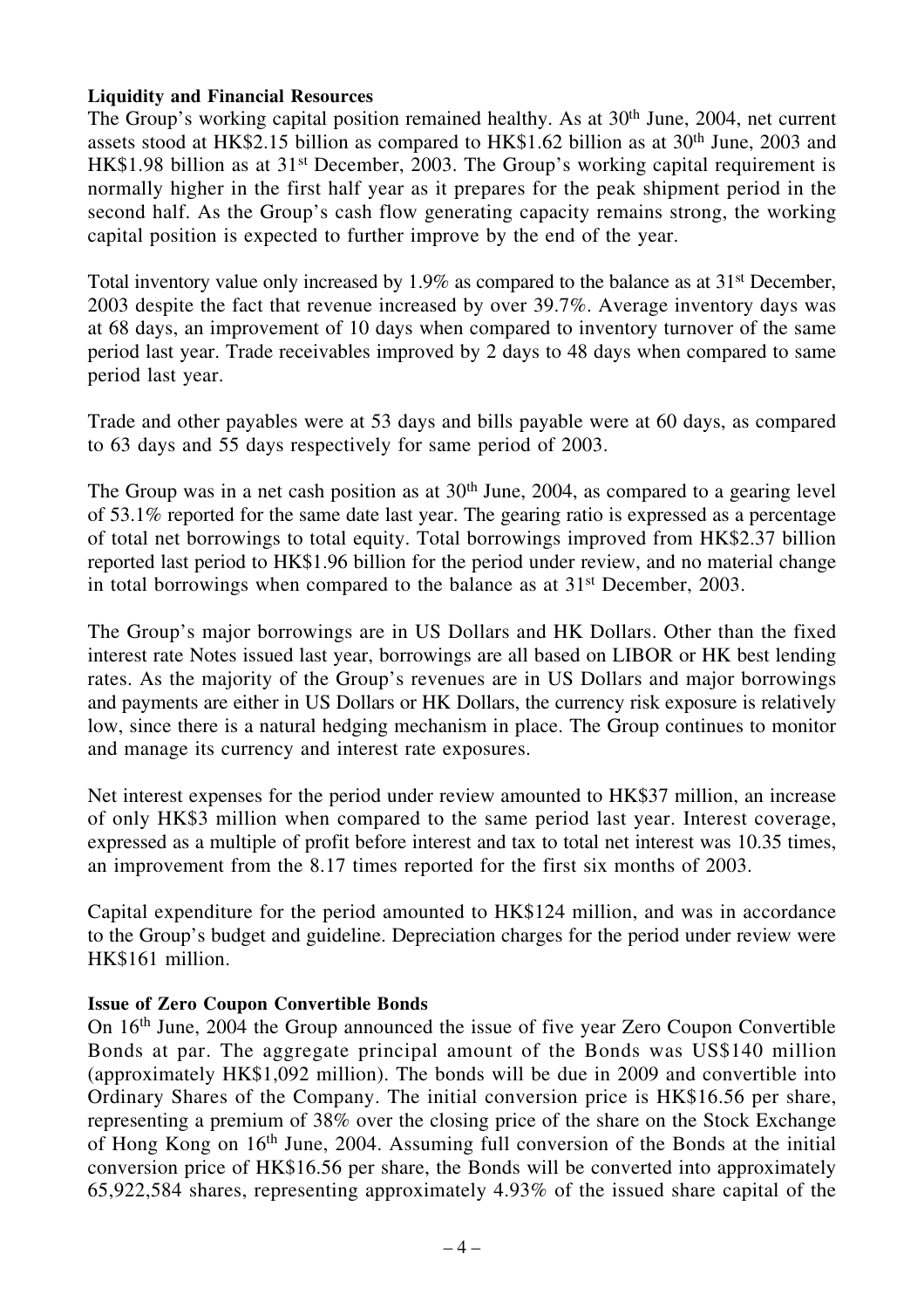**Liquidity and Financial Resources**

The Group's working capital position remained healthy. As at 30th June, 2004, net current assets stood at HK$2.15 billion as compared to HK$1.62 billion as at 30th June, 2003 and HK$1.98 billion as at 31st December, 2003. The Group's working capital requirement is normally higher in the first half year as it prepares for the peak shipment period in the second half. As the Group's cash flow generating capacity remains strong, the working capital position is expected to further improve by the end of the year.

Total inventory value only increased by 1.9% as compared to the balance as at 31st December, 2003 despite the fact that revenue increased by over 39.7%. Average inventory days was at 68 days, an improvement of 10 days when compared to inventory turnover of the same period last year. Trade receivables improved by 2 days to 48 days when compared to same period last year.

Trade and other payables were at 53 days and bills payable were at 60 days, as compared to 63 days and 55 days respectively for same period of 2003.

The Group was in a net cash position as at 30th June, 2004, as compared to a gearing level of 53.1% reported for the same date last year. The gearing ratio is expressed as a percentage of total net borrowings to total equity. Total borrowings improved from HK$2.37 billion reported last period to HK$1.96 billion for the period under review, and no material change in total borrowings when compared to the balance as at 31st December, 2003.

The Group's major borrowings are in US Dollars and HK Dollars. Other than the fixed interest rate Notes issued last year, borrowings are all based on LIBOR or HK best lending rates. As the majority of the Group's revenues are in US Dollars and major borrowings and payments are either in US Dollars or HK Dollars, the currency risk exposure is relatively low, since there is a natural hedging mechanism in place. The Group continues to monitor and manage its currency and interest rate exposures.

Net interest expenses for the period under review amounted to HK$37 million, an increase of only HK$3 million when compared to the same period last year. Interest coverage, expressed as a multiple of profit before interest and tax to total net interest was 10.35 times, an improvement from the 8.17 times reported for the first six months of 2003.

Capital expenditure for the period amounted to HK$124 million, and was in accordance to the Group's budget and guideline. Depreciation charges for the period under review were HK$161 million.

**Issue of Zero Coupon Convertible Bonds**

On 16th June, 2004 the Group announced the issue of five year Zero Coupon Convertible Bonds at par. The aggregate principal amount of the Bonds was US$140 million (approximately HK$1,092 million). The bonds will be due in 2009 and convertible into Ordinary Shares of the Company. The initial conversion price is HK$16.56 per share, representing a premium of 38% over the closing price of the share on the Stock Exchange of Hong Kong on 16th June, 2004. Assuming full conversion of the Bonds at the initial conversion price of HK$16.56 per share, the Bonds will be converted into approximately 65,922,584 shares, representing approximately 4.93% of the issued share capital of the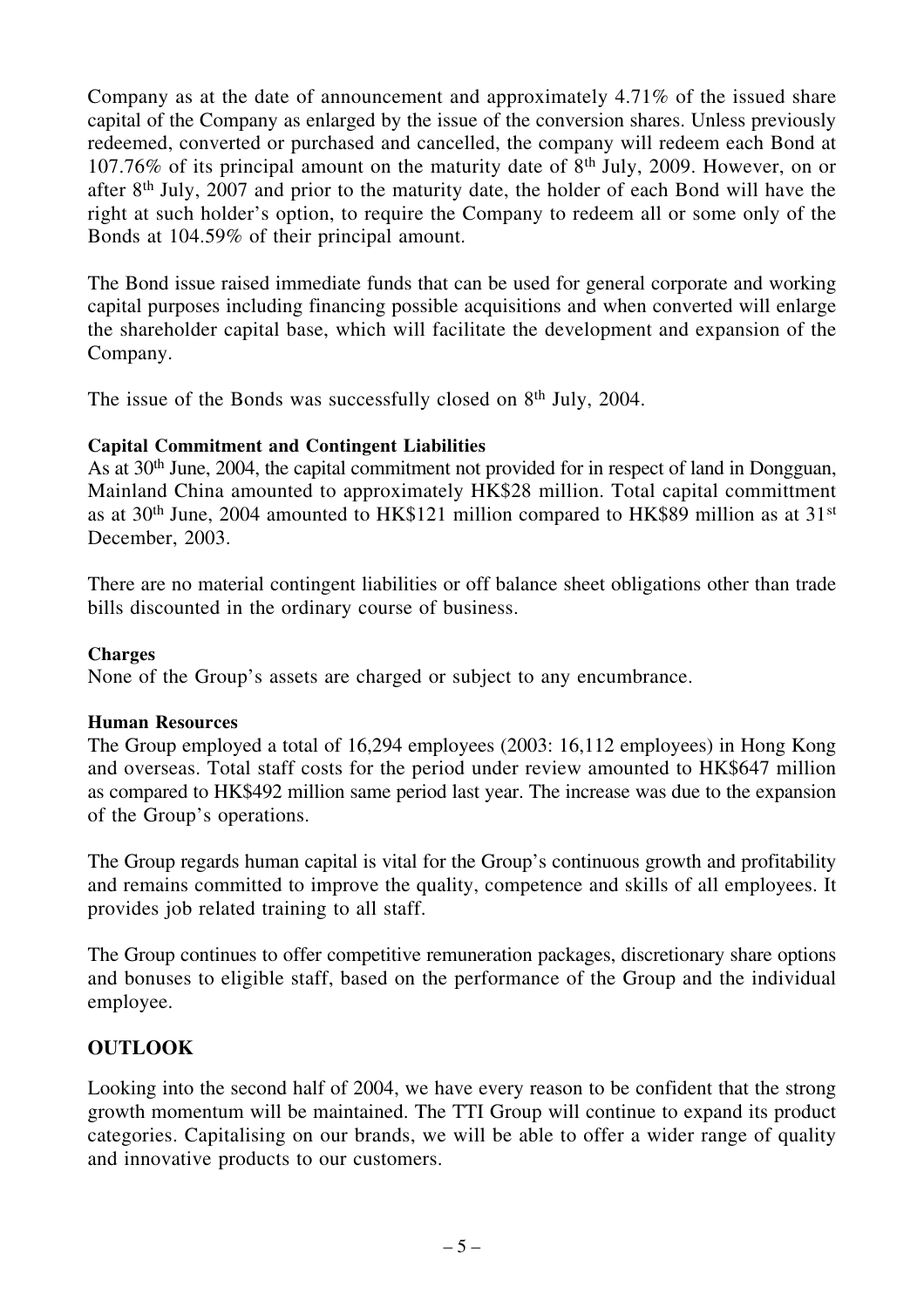Company as at the date of announcement and approximately 4.71% of the issued share capital of the Company as enlarged by the issue of the conversion shares. Unless previously redeemed, converted or purchased and cancelled, the company will redeem each Bond at 107.76% of its principal amount on the maturity date of 8th July, 2009. However, on or after 8th July, 2007 and prior to the maturity date, the holder of each Bond will have the right at such holder's option, to require the Company to redeem all or some only of the Bonds at 104.59% of their principal amount.

The Bond issue raised immediate funds that can be used for general corporate and working capital purposes including financing possible acquisitions and when converted will enlarge the shareholder capital base, which will facilitate the development and expansion of the Company.

The issue of the Bonds was successfully closed on 8th July, 2004.

**Capital Commitment and Contingent Liabilities**

As at 30th June, 2004, the capital commitment not provided for in respect of land in Dongguan, Mainland China amounted to approximately HK$28 million. Total capital committment as at 30th June, 2004 amounted to HK$121 million compared to HK$89 million as at 31st December, 2003.

There are no material contingent liabilities or off balance sheet obligations other than trade bills discounted in the ordinary course of business.

**Charges**

None of the Group's assets are charged or subject to any encumbrance.

**Human Resources**

The Group employed a total of 16,294 employees (2003: 16,112 employees) in Hong Kong and overseas. Total staff costs for the period under review amounted to HK$647 million as compared to HK$492 million same period last year. The increase was due to the expansion of the Group's operations.

The Group regards human capital is vital for the Group's continuous growth and profitability and remains committed to improve the quality, competence and skills of all employees. It provides job related training to all staff.

The Group continues to offer competitive remuneration packages, discretionary share options and bonuses to eligible staff, based on the performance of the Group and the individual employee.

## OUTLOOK

Looking into the second half of 2004, we have every reason to be confident that the strong growth momentum will be maintained. The TTI Group will continue to expand its product categories. Capitalising on our brands, we will be able to offer a wider range of quality and innovative products to our customers.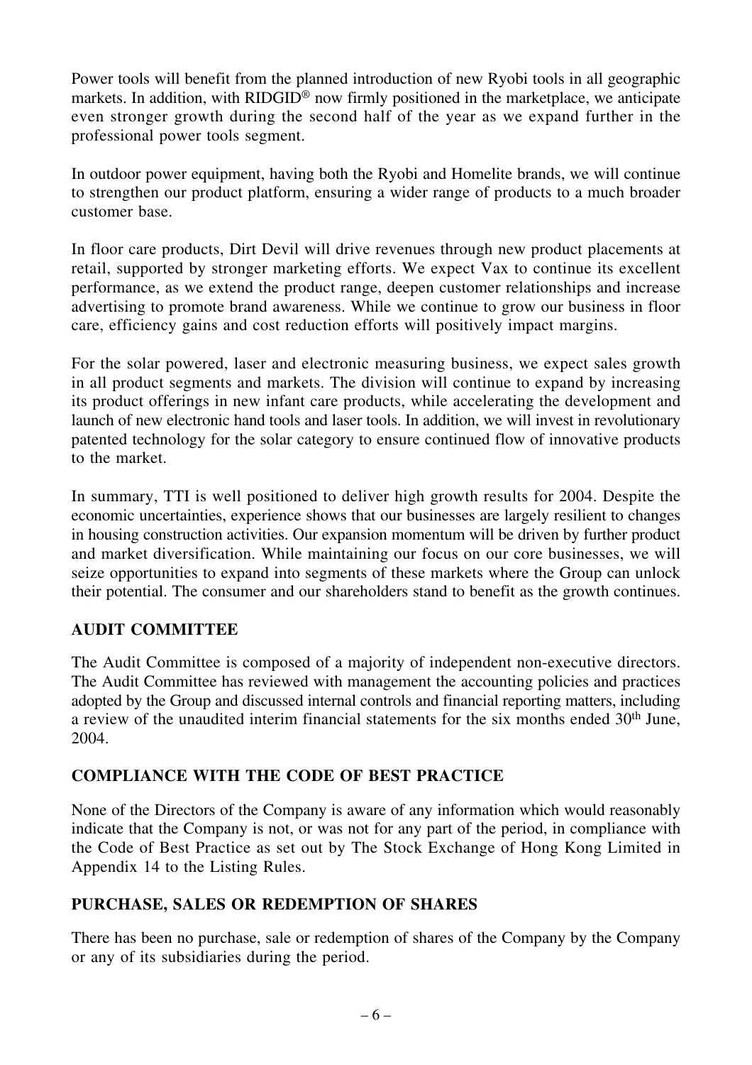Power tools will benefit from the planned introduction of new Ryobi tools in all geographic markets. In addition, with RIDGID® now firmly positioned in the marketplace, we anticipate even stronger growth during the second half of the year as we expand further in the professional power tools segment.

In outdoor power equipment, having both the Ryobi and Homelite brands, we will continue to strengthen our product platform, ensuring a wider range of products to a much broader customer base.

In floor care products, Dirt Devil will drive revenues through new product placements at retail, supported by stronger marketing efforts. We expect Vax to continue its excellent performance, as we extend the product range, deepen customer relationships and increase advertising to promote brand awareness. While we continue to grow our business in floor care, efficiency gains and cost reduction efforts will positively impact margins.

For the solar powered, laser and electronic measuring business, we expect sales growth in all product segments and markets. The division will continue to expand by increasing its product offerings in new infant care products, while accelerating the development and launch of new electronic hand tools and laser tools. In addition, we will invest in revolutionary patented technology for the solar category to ensure continued flow of innovative products to the market.

In summary, TTI is well positioned to deliver high growth results for 2004. Despite the economic uncertainties, experience shows that our businesses are largely resilient to changes in housing construction activities. Our expansion momentum will be driven by further product and market diversification. While maintaining our focus on our core businesses, we will seize opportunities to expand into segments of these markets where the Group can unlock their potential. The consumer and our shareholders stand to benefit as the growth continues.

## AUDIT COMMITTEE

The Audit Committee is composed of a majority of independent non-executive directors. The Audit Committee has reviewed with management the accounting policies and practices adopted by the Group and discussed internal controls and financial reporting matters, including a review of the unaudited interim financial statements for the six months ended 30th June, 2004.

## COMPLIANCE WITH THE CODE OF BEST PRACTICE

None of the Directors of the Company is aware of any information which would reasonably indicate that the Company is not, or was not for any part of the period, in compliance with the Code of Best Practice as set out by The Stock Exchange of Hong Kong Limited in Appendix 14 to the Listing Rules.

## PURCHASE, SALES OR REDEMPTION OF SHARES

There has been no purchase, sale or redemption of shares of the Company by the Company or any of its subsidiaries during the period.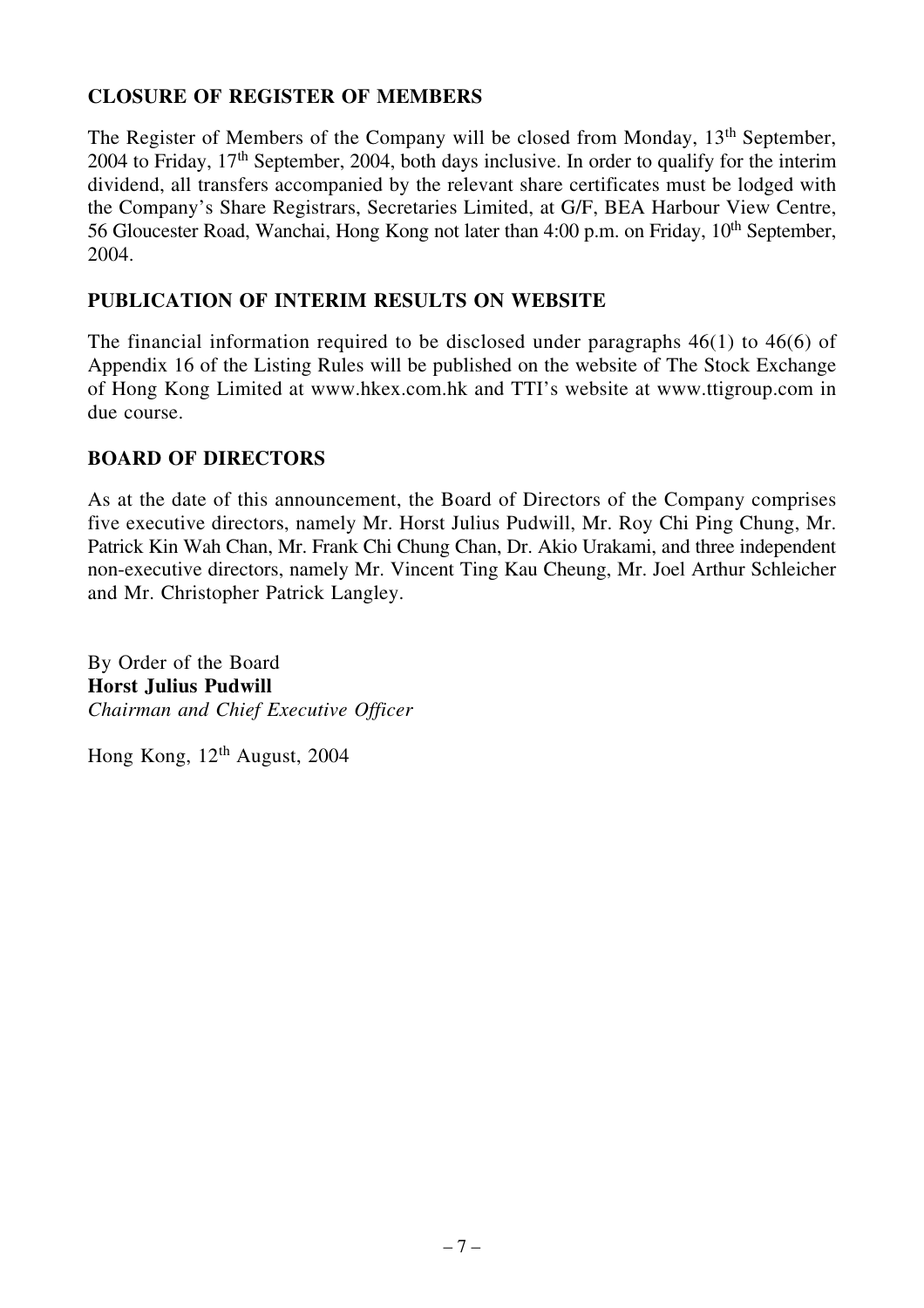## CLOSURE OF REGISTER OF MEMBERS

The Register of Members of the Company will be closed from Monday, 13th September, 2004 to Friday, 17th September, 2004, both days inclusive. In order to qualify for the interim dividend, all transfers accompanied by the relevant share certificates must be lodged with the Company's Share Registrars, Secretaries Limited, at G/F, BEA Harbour View Centre, 56 Gloucester Road, Wanchai, Hong Kong not later than 4:00 p.m. on Friday, 10th September, 2004.

## PUBLICATION OF INTERIM RESULTS ON WEBSITE

The financial information required to be disclosed under paragraphs 46(1) to 46(6) of Appendix 16 of the Listing Rules will be published on the website of The Stock Exchange of Hong Kong Limited at www.hkex.com.hk and TTI's website at www.ttigroup.com in due course.

## BOARD OF DIRECTORS

As at the date of this announcement, the Board of Directors of the Company comprises five executive directors, namely Mr. Horst Julius Pudwill, Mr. Roy Chi Ping Chung, Mr. Patrick Kin Wah Chan, Mr. Frank Chi Chung Chan, Dr. Akio Urakami, and three independent non-executive directors, namely Mr. Vincent Ting Kau Cheung, Mr. Joel Arthur Schleicher and Mr. Christopher Patrick Langley.

By Order of the Board
**Horst Julius Pudwill**
*Chairman and Chief Executive Officer*

Hong Kong, 12th August, 2004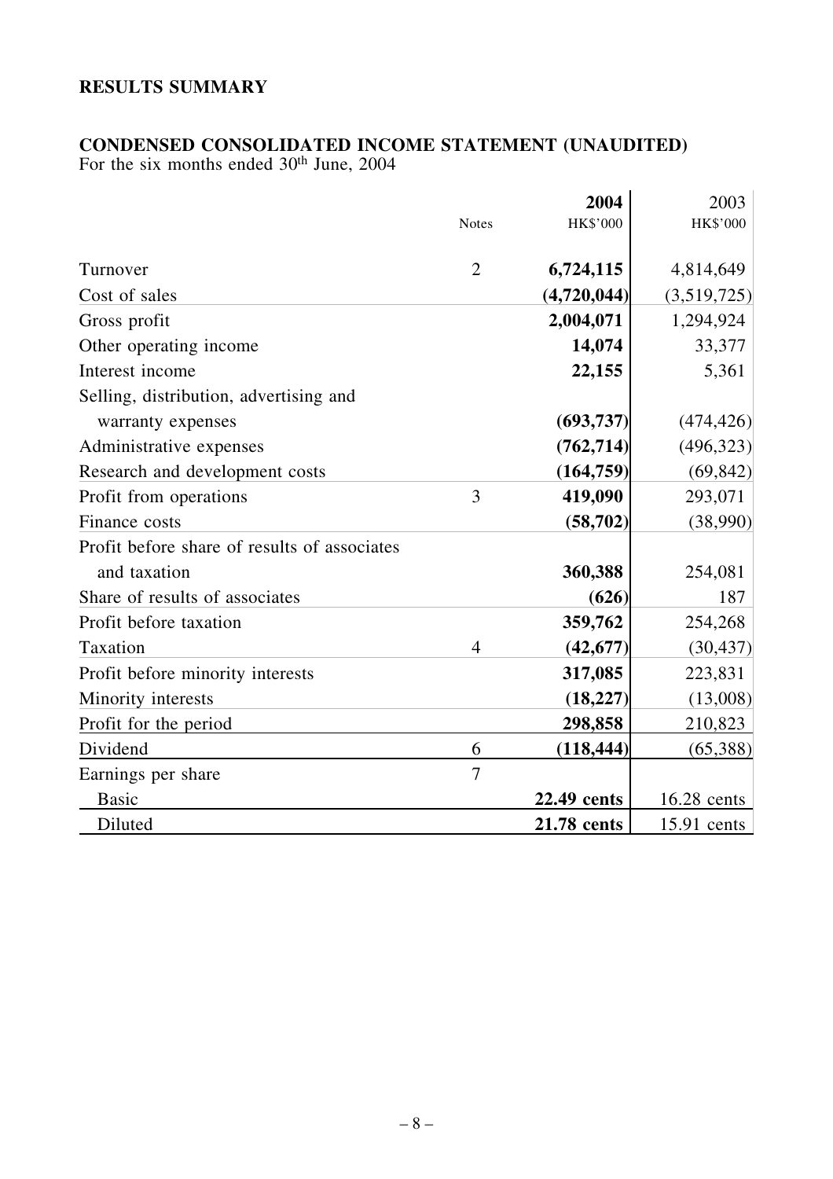## RESULTS SUMMARY

### CONDENSED CONSOLIDATED INCOME STATEMENT (UNAUDITED)

For the six months ended 30th June, 2004

| | Notes | 2004<br>HK$'000 | 2003<br>HK$'000 |
|---|---|---|---|
| Turnover | 2 | **6,724,115** | 4,814,649 |
| Cost of sales | | **(4,720,044)** | (3,519,725) |
| Gross profit | | **2,004,071** | 1,294,924 |
| Other operating income | | **14,074** | 33,377 |
| Interest income | | **22,155** | 5,361 |
| Selling, distribution, advertising and warranty expenses | | **(693,737)** | (474,426) |
| Administrative expenses | | **(762,714)** | (496,323) |
| Research and development costs | | **(164,759)** | (69,842) |
| Profit from operations | 3 | **419,090** | 293,071 |
| Finance costs | | **(58,702)** | (38,990) |
| Profit before share of results of associates and taxation | | **360,388** | 254,081 |
| Share of results of associates | | **(626)** | 187 |
| Profit before taxation | | **359,762** | 254,268 |
| Taxation | 4 | **(42,677)** | (30,437) |
| Profit before minority interests | | **317,085** | 223,831 |
| Minority interests | | **(18,227)** | (13,008) |
| Profit for the period | | **298,858** | 210,823 |
| Dividend | 6 | **(118,444)** | (65,388) |
| Earnings per share | 7 | | |
| Basic | | **22.49 cents** | 16.28 cents |
| Diluted | | **21.78 cents** | 15.91 cents |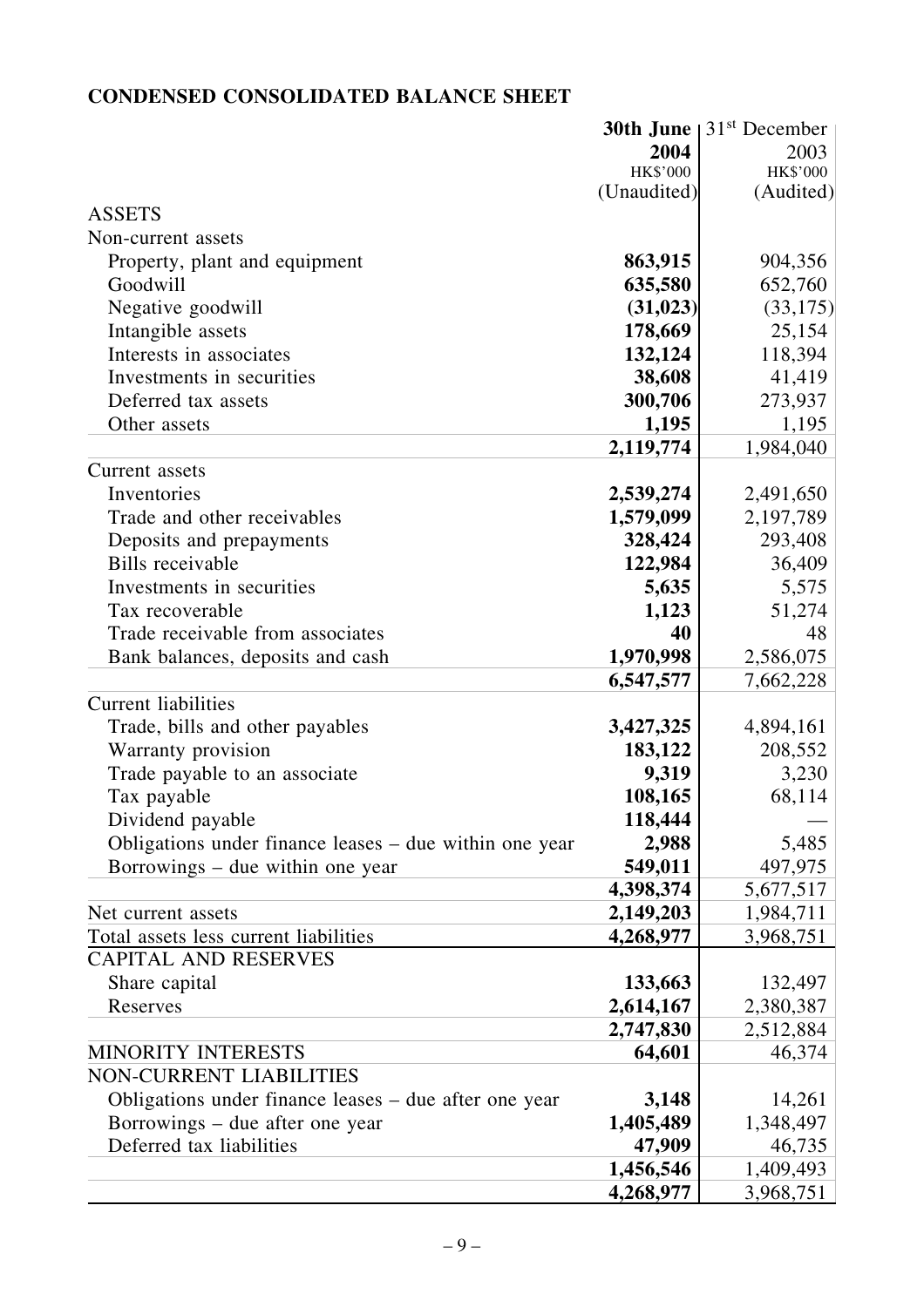## CONDENSED CONSOLIDATED BALANCE SHEET

| | 30th June 2004 HK$'000 (Unaudited) | 31st December 2003 HK$'000 (Audited) |
|---|---|---|
| ASSETS | | |
| Non-current assets | | |
| Property, plant and equipment | **863,915** | 904,356 |
| Goodwill | **635,580** | 652,760 |
| Negative goodwill | **(31,023)** | (33,175) |
| Intangible assets | **178,669** | 25,154 |
| Interests in associates | **132,124** | 118,394 |
| Investments in securities | **38,608** | 41,419 |
| Deferred tax assets | **300,706** | 273,937 |
| Other assets | **1,195** | 1,195 |
| | **2,119,774** | 1,984,040 |
| Current assets | | |
| Inventories | **2,539,274** | 2,491,650 |
| Trade and other receivables | **1,579,099** | 2,197,789 |
| Deposits and prepayments | **328,424** | 293,408 |
| Bills receivable | **122,984** | 36,409 |
| Investments in securities | **5,635** | 5,575 |
| Tax recoverable | **1,123** | 51,274 |
| Trade receivable from associates | **40** | 48 |
| Bank balances, deposits and cash | **1,970,998** | 2,586,075 |
| | **6,547,577** | 7,662,228 |
| Current liabilities | | |
| Trade, bills and other payables | **3,427,325** | 4,894,161 |
| Warranty provision | **183,122** | 208,552 |
| Trade payable to an associate | **9,319** | 3,230 |
| Tax payable | **108,165** | 68,114 |
| Dividend payable | **118,444** | — |
| Obligations under finance leases – due within one year | **2,988** | 5,485 |
| Borrowings – due within one year | **549,011** | 497,975 |
| | **4,398,374** | 5,677,517 |
| Net current assets | **2,149,203** | 1,984,711 |
| Total assets less current liabilities | **4,268,977** | 3,968,751 |
| CAPITAL AND RESERVES | | |
| Share capital | **133,663** | 132,497 |
| Reserves | **2,614,167** | 2,380,387 |
| | **2,747,830** | 2,512,884 |
| MINORITY INTERESTS | **64,601** | 46,374 |
| NON-CURRENT LIABILITIES | | |
| Obligations under finance leases – due after one year | **3,148** | 14,261 |
| Borrowings – due after one year | **1,405,489** | 1,348,497 |
| Deferred tax liabilities | **47,909** | 46,735 |
| | **1,456,546** | 1,409,493 |
| | **4,268,977** | 3,968,751 |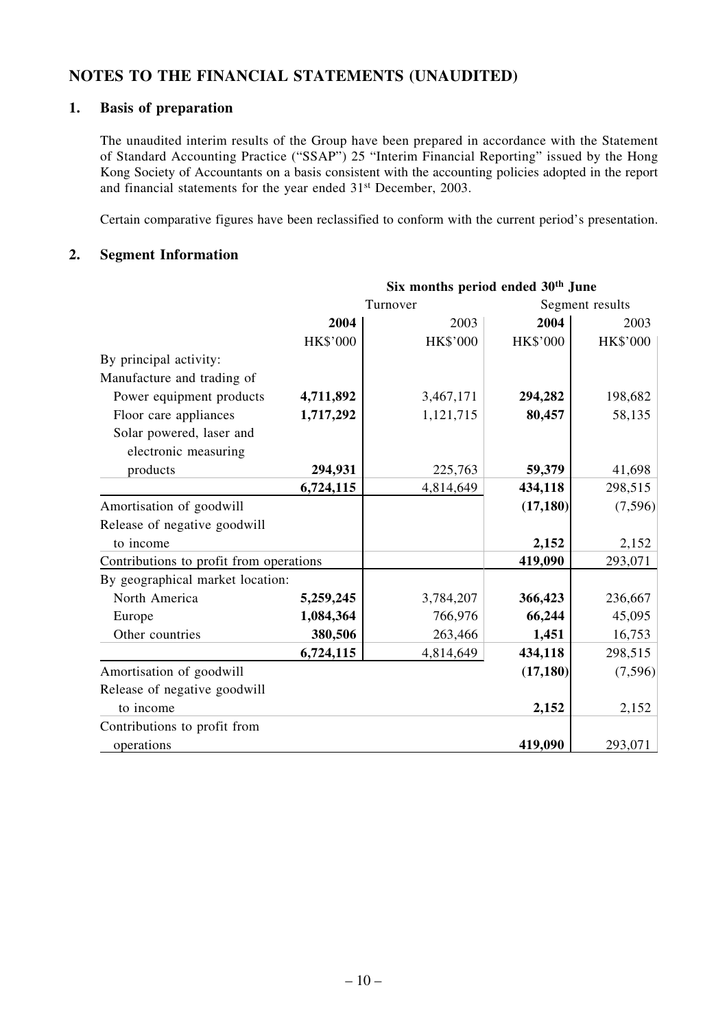# NOTES TO THE FINANCIAL STATEMENTS (UNAUDITED)

## 1. Basis of preparation

The unaudited interim results of the Group have been prepared in accordance with the Statement of Standard Accounting Practice ("SSAP") 25 "Interim Financial Reporting" issued by the Hong Kong Society of Accountants on a basis consistent with the accounting policies adopted in the report and financial statements for the year ended 31st December, 2003.

Certain comparative figures have been reclassified to conform with the current period's presentation.

## 2. Segment Information

| | Six months period ended 30th June | | | |
|---|---|---|---|---|
| | Turnover | | Segment results | |
| | **2004** | 2003 | **2004** | 2003 |
| | HK$'000 | HK$'000 | HK$'000 | HK$'000 |
| By principal activity: | | | | |
| Manufacture and trading of | | | | |
| Power equipment products | **4,711,892** | 3,467,171 | **294,282** | 198,682 |
| Floor care appliances | **1,717,292** | 1,121,715 | **80,457** | 58,135 |
| Solar powered, laser and electronic measuring products | **294,931** | 225,763 | **59,379** | 41,698 |
| | **6,724,115** | 4,814,649 | **434,118** | 298,515 |
| Amortisation of goodwill | | | **(17,180)** | (7,596) |
| Release of negative goodwill to income | | | **2,152** | 2,152 |
| Contributions to profit from operations | | | **419,090** | 293,071 |
| By geographical market location: | | | | |
| North America | **5,259,245** | 3,784,207 | **366,423** | 236,667 |
| Europe | **1,084,364** | 766,976 | **66,244** | 45,095 |
| Other countries | **380,506** | 263,466 | **1,451** | 16,753 |
| | **6,724,115** | 4,814,649 | **434,118** | 298,515 |
| Amortisation of goodwill | | | **(17,180)** | (7,596) |
| Release of negative goodwill to income | | | **2,152** | 2,152 |
| Contributions to profit from operations | | | **419,090** | 293,071 |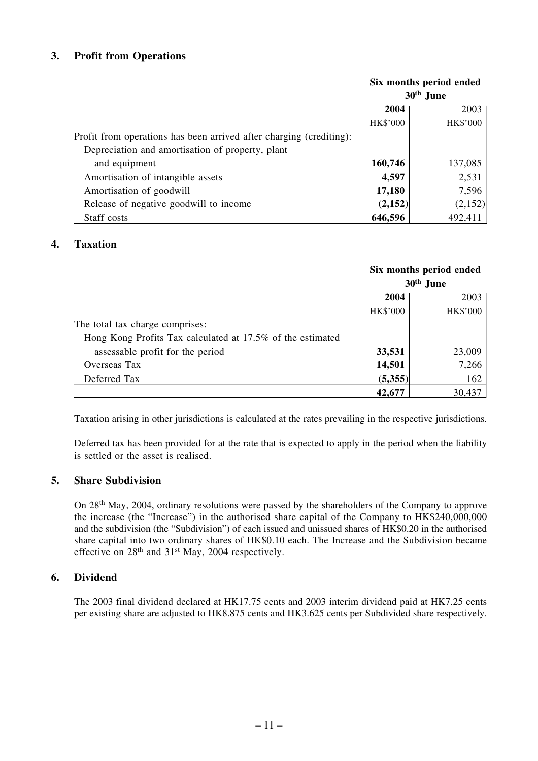## 3. Profit from Operations

| | Six months period ended 30th June | |
|---|---|---|
| | **2004** | 2003 |
| | HK$'000 | HK$'000 |
| Profit from operations has been arrived after charging (crediting): | | |
| Depreciation and amortisation of property, plant and equipment | **160,746** | 137,085 |
| Amortisation of intangible assets | **4,597** | 2,531 |
| Amortisation of goodwill | **17,180** | 7,596 |
| Release of negative goodwill to income | **(2,152)** | (2,152) |
| Staff costs | **646,596** | 492,411 |

## 4. Taxation

| | Six months period ended 30th June | |
|---|---|---|
| | **2004** | 2003 |
| | HK$'000 | HK$'000 |
| The total tax charge comprises: | | |
| Hong Kong Profits Tax calculated at 17.5% of the estimated assessable profit for the period | **33,531** | 23,009 |
| Overseas Tax | **14,501** | 7,266 |
| Deferred Tax | **(5,355)** | 162 |
| | **42,677** | 30,437 |

Taxation arising in other jurisdictions is calculated at the rates prevailing in the respective jurisdictions.

Deferred tax has been provided for at the rate that is expected to apply in the period when the liability is settled or the asset is realised.

## 5. Share Subdivision

On 28th May, 2004, ordinary resolutions were passed by the shareholders of the Company to approve the increase (the "Increase") in the authorised share capital of the Company to HK$240,000,000 and the subdivision (the "Subdivision") of each issued and unissued shares of HK$0.20 in the authorised share capital into two ordinary shares of HK$0.10 each. The Increase and the Subdivision became effective on 28th and 31st May, 2004 respectively.

## 6. Dividend

The 2003 final dividend declared at HK17.75 cents and 2003 interim dividend paid at HK7.25 cents per existing share are adjusted to HK8.875 cents and HK3.625 cents per Subdivided share respectively.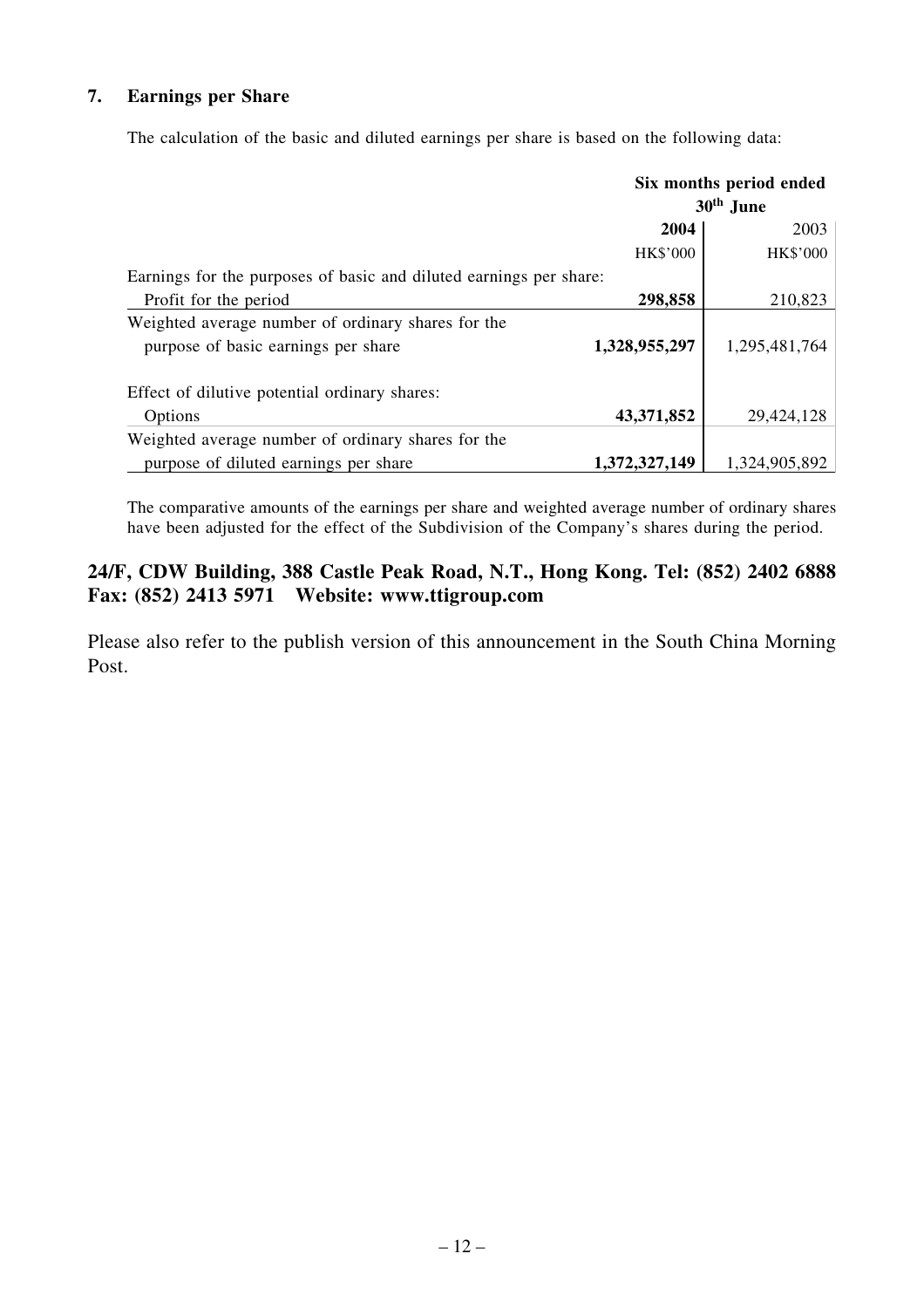### 7. Earnings per Share

The calculation of the basic and diluted earnings per share is based on the following data:

| | Six months period ended 30th June | |
|---|---|---|
| | **2004** | 2003 |
| | HK$'000 | HK$'000 |
| Earnings for the purposes of basic and diluted earnings per share: | | |
| Profit for the period | **298,858** | 210,823 |
| Weighted average number of ordinary shares for the purpose of basic earnings per share | **1,328,955,297** | 1,295,481,764 |
| Effect of dilutive potential ordinary shares: | | |
| Options | **43,371,852** | 29,424,128 |
| Weighted average number of ordinary shares for the purpose of diluted earnings per share | **1,372,327,149** | 1,324,905,892 |

The comparative amounts of the earnings per share and weighted average number of ordinary shares have been adjusted for the effect of the Subdivision of the Company's shares during the period.

**24/F, CDW Building, 388 Castle Peak Road, N.T., Hong Kong. Tel: (852) 2402 6888 Fax: (852) 2413 5971 Website: www.ttigroup.com**

Please also refer to the publish version of this announcement in the South China Morning Post.